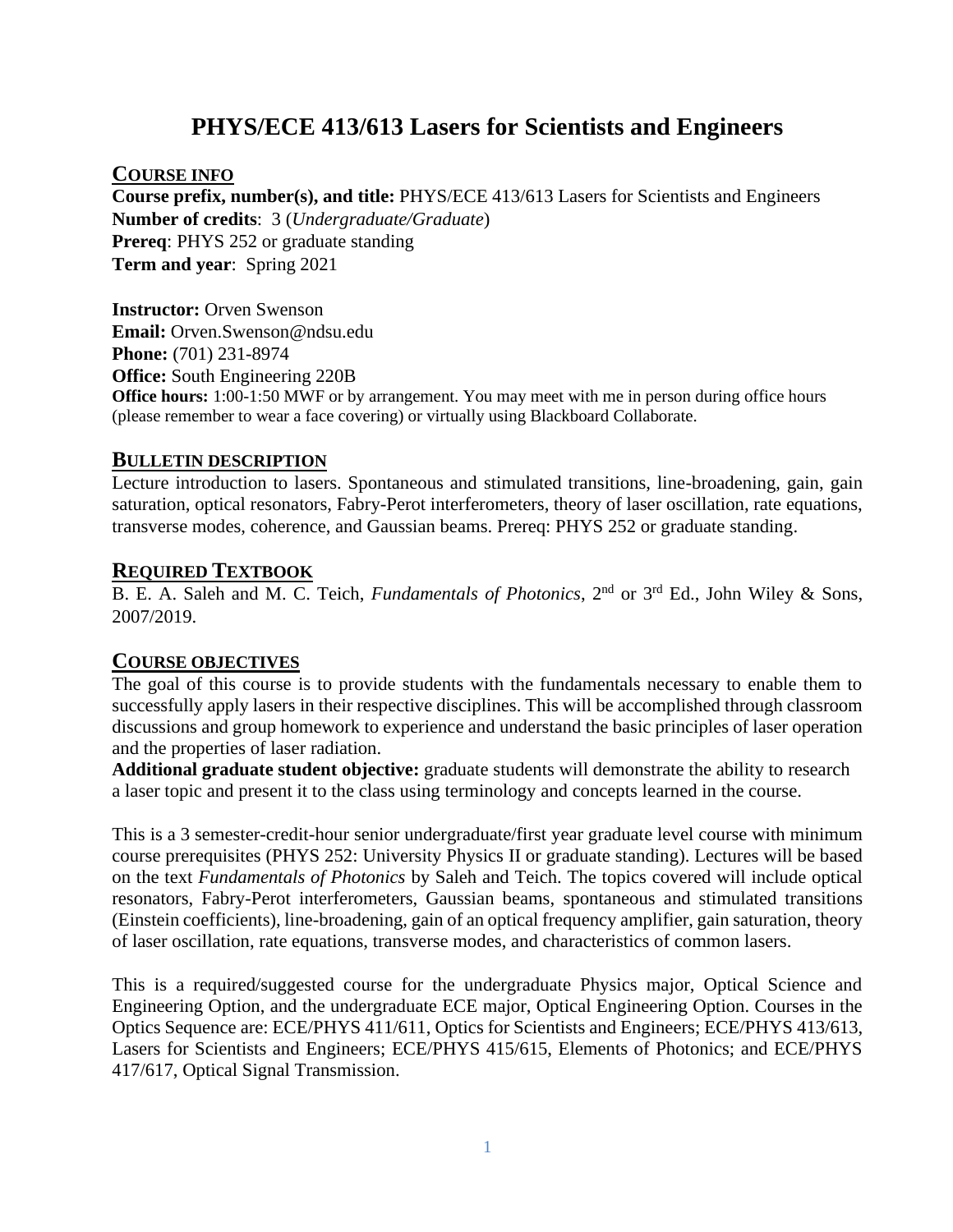# PHYS/ECE 413/613 Lasers for Scientists and Engineers

## Course Info

**Course prefix, number(s), and title:** PHYS/ECE 413/613 Lasers for Scientists and Engineers
**Number of credits**: 3 (*Undergraduate/Graduate*)
**Prereq**: PHYS 252 or graduate standing
**Term and year**: Spring 2021

**Instructor:** Orven Swenson
**Email:** Orven.Swenson@ndsu.edu
**Phone:** (701) 231-8974
**Office:** South Engineering 220B
**Office hours:** 1:00-1:50 MWF or by arrangement. You may meet with me in person during office hours (please remember to wear a face covering) or virtually using Blackboard Collaborate.

## Bulletin Description

Lecture introduction to lasers. Spontaneous and stimulated transitions, line-broadening, gain, gain saturation, optical resonators, Fabry-Perot interferometers, theory of laser oscillation, rate equations, transverse modes, coherence, and Gaussian beams. Prereq: PHYS 252 or graduate standing.

## Required Textbook

B. E. A. Saleh and M. C. Teich, *Fundamentals of Photonics*, 2nd or 3rd Ed., John Wiley & Sons, 2007/2019.

## Course Objectives

The goal of this course is to provide students with the fundamentals necessary to enable them to successfully apply lasers in their respective disciplines. This will be accomplished through classroom discussions and group homework to experience and understand the basic principles of laser operation and the properties of laser radiation.

**Additional graduate student objective:** graduate students will demonstrate the ability to research a laser topic and present it to the class using terminology and concepts learned in the course.

This is a 3 semester-credit-hour senior undergraduate/first year graduate level course with minimum course prerequisites (PHYS 252: University Physics II or graduate standing). Lectures will be based on the text *Fundamentals of Photonics* by Saleh and Teich. The topics covered will include optical resonators, Fabry-Perot interferometers, Gaussian beams, spontaneous and stimulated transitions (Einstein coefficients), line-broadening, gain of an optical frequency amplifier, gain saturation, theory of laser oscillation, rate equations, transverse modes, and characteristics of common lasers.

This is a required/suggested course for the undergraduate Physics major, Optical Science and Engineering Option, and the undergraduate ECE major, Optical Engineering Option. Courses in the Optics Sequence are: ECE/PHYS 411/611, Optics for Scientists and Engineers; ECE/PHYS 413/613, Lasers for Scientists and Engineers; ECE/PHYS 415/615, Elements of Photonics; and ECE/PHYS 417/617, Optical Signal Transmission.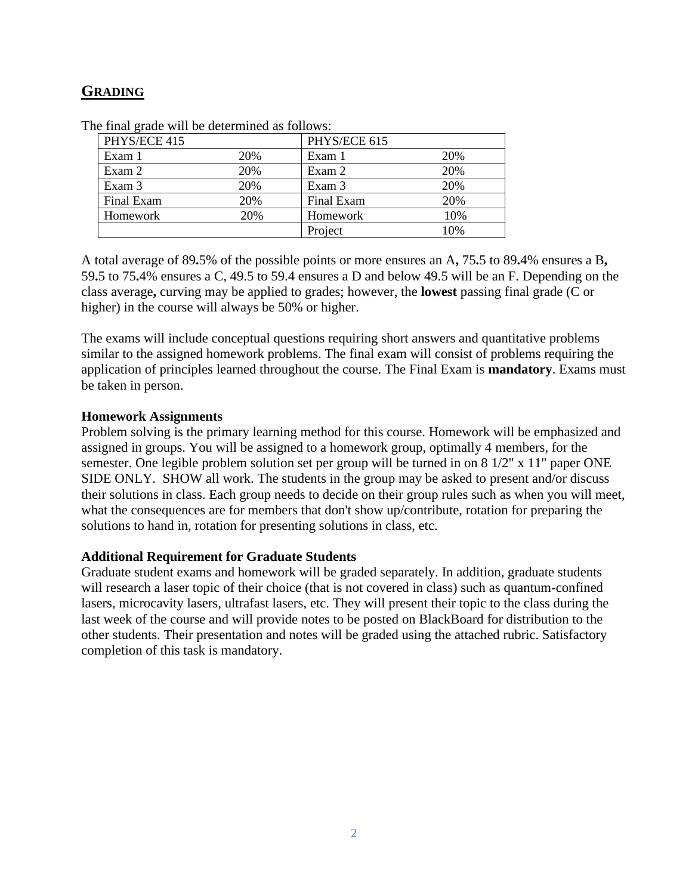## GRADING

The final grade will be determined as follows:

| PHYS/ECE 415 | | PHYS/ECE 615 | |
|---|---|---|---|
| Exam 1 | 20% | Exam 1 | 20% |
| Exam 2 | 20% | Exam 2 | 20% |
| Exam 3 | 20% | Exam 3 | 20% |
| Final Exam | 20% | Final Exam | 20% |
| Homework | 20% | Homework | 10% |
| | | Project | 10% |

A total average of 89.5% of the possible points or more ensures an A, 75.5 to 89.4% ensures a B, 59.5 to 75.4% ensures a C, 49.5 to 59.4 ensures a D and below 49.5 will be an F. Depending on the class average, curving may be applied to grades; however, the **lowest** passing final grade (C or higher) in the course will always be 50% or higher.

The exams will include conceptual questions requiring short answers and quantitative problems similar to the assigned homework problems. The final exam will consist of problems requiring the application of principles learned throughout the course. The Final Exam is **mandatory**. Exams must be taken in person.

**Homework Assignments**
Problem solving is the primary learning method for this course. Homework will be emphasized and assigned in groups. You will be assigned to a homework group, optimally 4 members, for the semester. One legible problem solution set per group will be turned in on 8 1/2" x 11" paper ONE SIDE ONLY. SHOW all work. The students in the group may be asked to present and/or discuss their solutions in class. Each group needs to decide on their group rules such as when you will meet, what the consequences are for members that don't show up/contribute, rotation for preparing the solutions to hand in, rotation for presenting solutions in class, etc.

**Additional Requirement for Graduate Students**
Graduate student exams and homework will be graded separately. In addition, graduate students will research a laser topic of their choice (that is not covered in class) such as quantum-confined lasers, microcavity lasers, ultrafast lasers, etc. They will present their topic to the class during the last week of the course and will provide notes to be posted on BlackBoard for distribution to the other students. Their presentation and notes will be graded using the attached rubric. Satisfactory completion of this task is mandatory.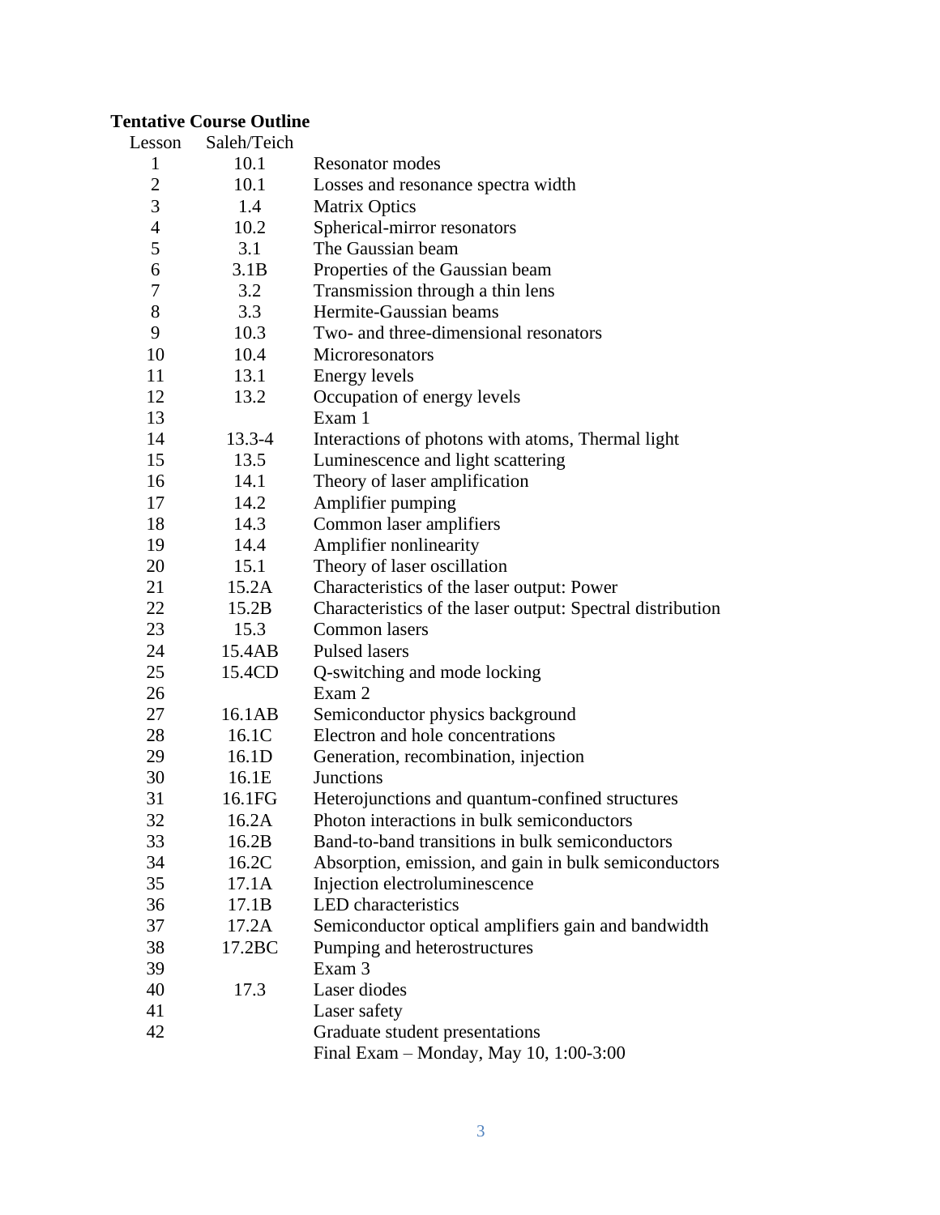**Tentative Course Outline**

| Lesson | Saleh/Teich | |
|---|---|---|
| 1 | 10.1 | Resonator modes |
| 2 | 10.1 | Losses and resonance spectra width |
| 3 | 1.4 | Matrix Optics |
| 4 | 10.2 | Spherical-mirror resonators |
| 5 | 3.1 | The Gaussian beam |
| 6 | 3.1B | Properties of the Gaussian beam |
| 7 | 3.2 | Transmission through a thin lens |
| 8 | 3.3 | Hermite-Gaussian beams |
| 9 | 10.3 | Two- and three-dimensional resonators |
| 10 | 10.4 | Microresonators |
| 11 | 13.1 | Energy levels |
| 12 | 13.2 | Occupation of energy levels |
| 13 | | Exam 1 |
| 14 | 13.3-4 | Interactions of photons with atoms, Thermal light |
| 15 | 13.5 | Luminescence and light scattering |
| 16 | 14.1 | Theory of laser amplification |
| 17 | 14.2 | Amplifier pumping |
| 18 | 14.3 | Common laser amplifiers |
| 19 | 14.4 | Amplifier nonlinearity |
| 20 | 15.1 | Theory of laser oscillation |
| 21 | 15.2A | Characteristics of the laser output: Power |
| 22 | 15.2B | Characteristics of the laser output: Spectral distribution |
| 23 | 15.3 | Common lasers |
| 24 | 15.4AB | Pulsed lasers |
| 25 | 15.4CD | Q-switching and mode locking |
| 26 | | Exam 2 |
| 27 | 16.1AB | Semiconductor physics background |
| 28 | 16.1C | Electron and hole concentrations |
| 29 | 16.1D | Generation, recombination, injection |
| 30 | 16.1E | Junctions |
| 31 | 16.1FG | Heterojunctions and quantum-confined structures |
| 32 | 16.2A | Photon interactions in bulk semiconductors |
| 33 | 16.2B | Band-to-band transitions in bulk semiconductors |
| 34 | 16.2C | Absorption, emission, and gain in bulk semiconductors |
| 35 | 17.1A | Injection electroluminescence |
| 36 | 17.1B | LED characteristics |
| 37 | 17.2A | Semiconductor optical amplifiers gain and bandwidth |
| 38 | 17.2BC | Pumping and heterostructures |
| 39 | | Exam 3 |
| 40 | 17.3 | Laser diodes |
| 41 | | Laser safety |
| 42 | | Graduate student presentations |
| | | Final Exam – Monday, May 10, 1:00-3:00 |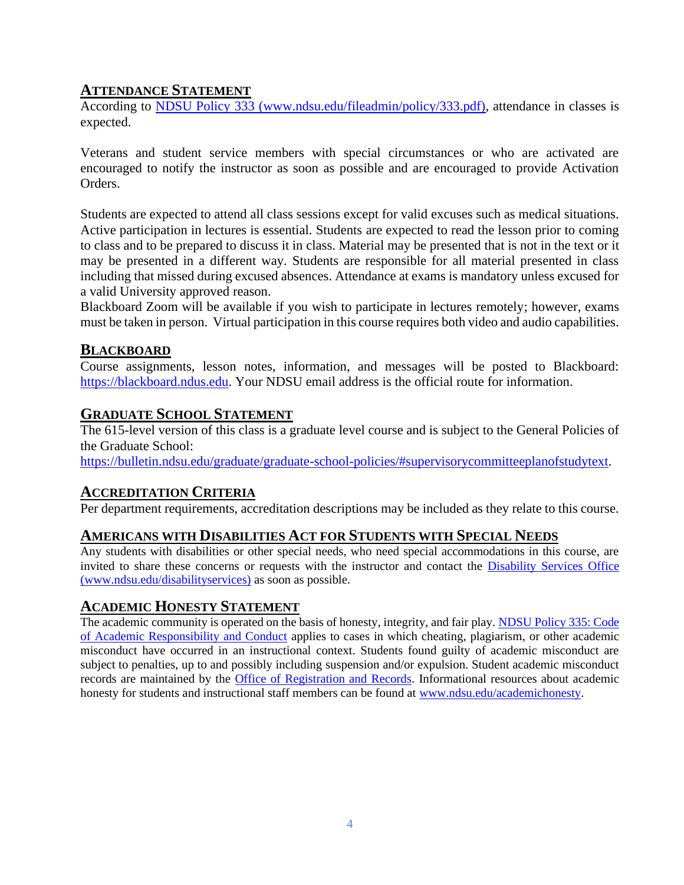## Attendance Statement

According to [NDSU Policy 333 (www.ndsu.edu/fileadmin/policy/333.pdf)](www.ndsu.edu/fileadmin/policy/333.pdf), attendance in classes is expected.

Veterans and student service members with special circumstances or who are activated are encouraged to notify the instructor as soon as possible and are encouraged to provide Activation Orders.

Students are expected to attend all class sessions except for valid excuses such as medical situations. Active participation in lectures is essential. Students are expected to read the lesson prior to coming to class and to be prepared to discuss it in class. Material may be presented that is not in the text or it may be presented in a different way. Students are responsible for all material presented in class including that missed during excused absences. Attendance at exams is mandatory unless excused for a valid University approved reason.
Blackboard Zoom will be available if you wish to participate in lectures remotely; however, exams must be taken in person. Virtual participation in this course requires both video and audio capabilities.

## Blackboard

Course assignments, lesson notes, information, and messages will be posted to Blackboard: https://blackboard.ndus.edu. Your NDSU email address is the official route for information.

## Graduate School Statement

The 615-level version of this class is a graduate level course and is subject to the General Policies of the Graduate School:
https://bulletin.ndsu.edu/graduate/graduate-school-policies/#supervisorycommitteeplanofstudytext.

## Accreditation Criteria

Per department requirements, accreditation descriptions may be included as they relate to this course.

## Americans with Disabilities Act for Students with Special Needs

Any students with disabilities or other special needs, who need special accommodations in this course, are invited to share these concerns or requests with the instructor and contact the [Disability Services Office (www.ndsu.edu/disabilityservices)](www.ndsu.edu/disabilityservices) as soon as possible.

## Academic Honesty Statement

The academic community is operated on the basis of honesty, integrity, and fair play. NDSU Policy 335: Code of Academic Responsibility and Conduct applies to cases in which cheating, plagiarism, or other academic misconduct have occurred in an instructional context. Students found guilty of academic misconduct are subject to penalties, up to and possibly including suspension and/or expulsion. Student academic misconduct records are maintained by the Office of Registration and Records. Informational resources about academic honesty for students and instructional staff members can be found at www.ndsu.edu/academichonesty.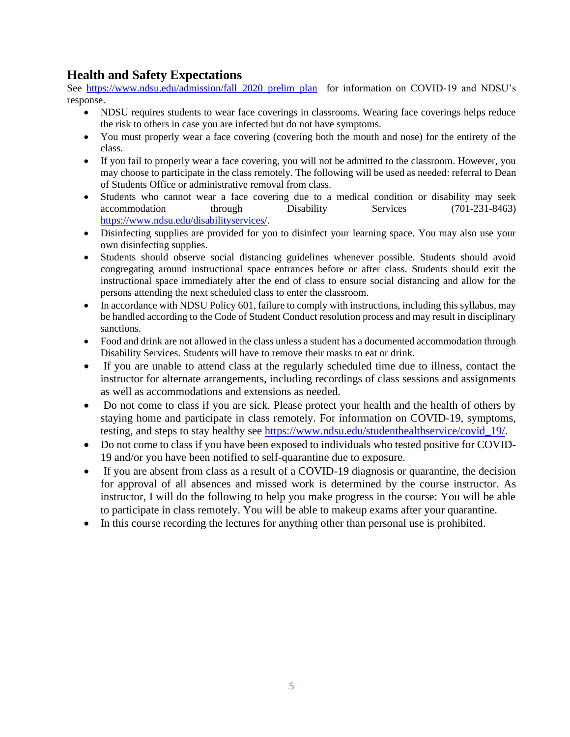## Health and Safety Expectations

See [https://www.ndsu.edu/admission/fall_2020_prelim_plan](https://www.ndsu.edu/admission/fall_2020_prelim_plan) for information on COVID-19 and NDSU's response.

- NDSU requires students to wear face coverings in classrooms. Wearing face coverings helps reduce the risk to others in case you are infected but do not have symptoms.
- You must properly wear a face covering (covering both the mouth and nose) for the entirety of the class.
- If you fail to properly wear a face covering, you will not be admitted to the classroom. However, you may choose to participate in the class remotely. The following will be used as needed: referral to Dean of Students Office or administrative removal from class.
- Students who cannot wear a face covering due to a medical condition or disability may seek accommodation through Disability Services (701-231-8463) [https://www.ndsu.edu/disabilityservices/](https://www.ndsu.edu/disabilityservices/).
- Disinfecting supplies are provided for you to disinfect your learning space. You may also use your own disinfecting supplies.
- Students should observe social distancing guidelines whenever possible. Students should avoid congregating around instructional space entrances before or after class. Students should exit the instructional space immediately after the end of class to ensure social distancing and allow for the persons attending the next scheduled class to enter the classroom.
- In accordance with NDSU Policy 601, failure to comply with instructions, including this syllabus, may be handled according to the Code of Student Conduct resolution process and may result in disciplinary sanctions.
- Food and drink are not allowed in the class unless a student has a documented accommodation through Disability Services. Students will have to remove their masks to eat or drink.
- If you are unable to attend class at the regularly scheduled time due to illness, contact the instructor for alternate arrangements, including recordings of class sessions and assignments as well as accommodations and extensions as needed.
- Do not come to class if you are sick. Please protect your health and the health of others by staying home and participate in class remotely. For information on COVID-19, symptoms, testing, and steps to stay healthy see [https://www.ndsu.edu/studenthealthservice/covid_19/](https://www.ndsu.edu/studenthealthservice/covid_19/).
- Do not come to class if you have been exposed to individuals who tested positive for COVID-19 and/or you have been notified to self-quarantine due to exposure.
- If you are absent from class as a result of a COVID-19 diagnosis or quarantine, the decision for approval of all absences and missed work is determined by the course instructor. As instructor, I will do the following to help you make progress in the course: You will be able to participate in class remotely. You will be able to makeup exams after your quarantine.
- In this course recording the lectures for anything other than personal use is prohibited.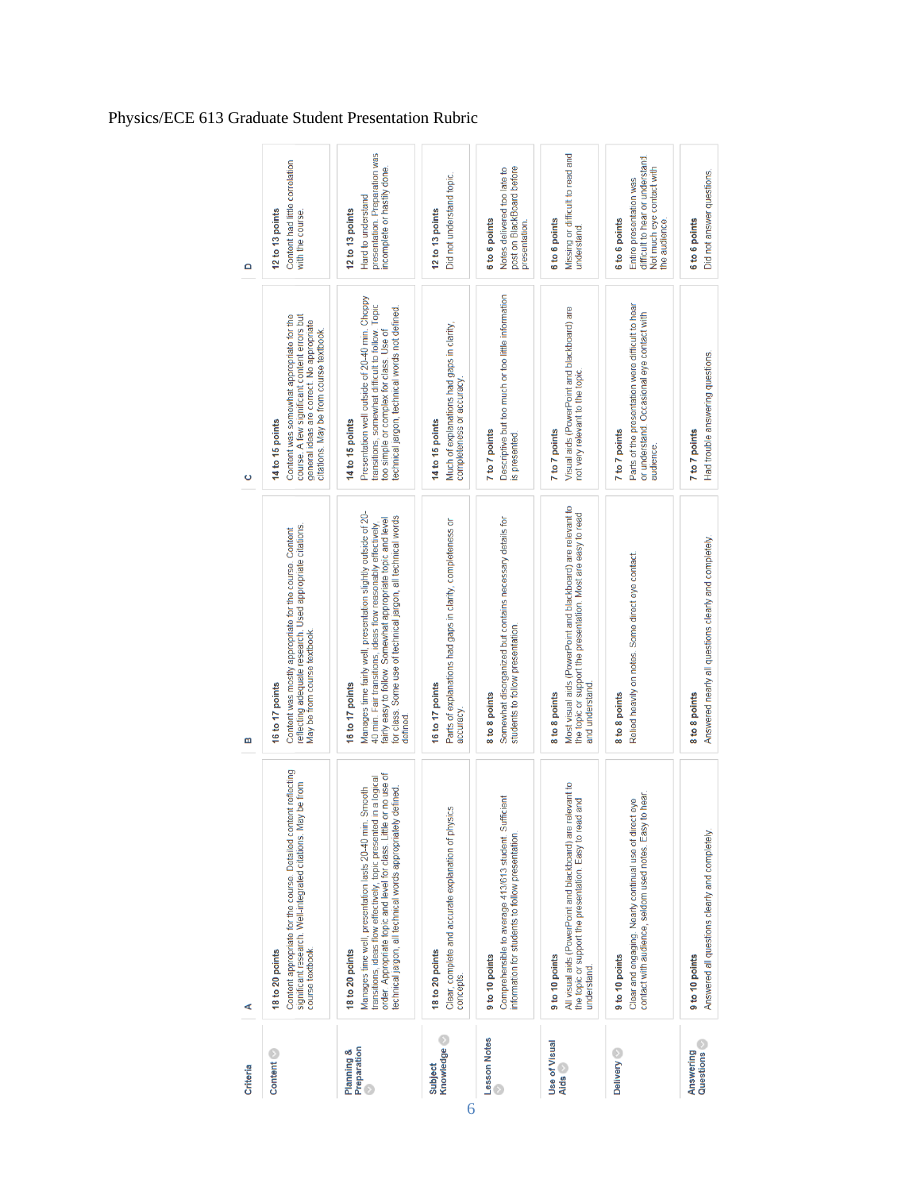Physics/ECE 613 Graduate Student Presentation Rubric

| Criteria | A | B | C | D |
| --- | --- | --- | --- | --- |
| Content | **18 to 20 points** Content appropriate for the course. Detailed content reflecting significant research. Well-integrated citations. May be from course textbook. | **16 to 17 points** Content was mostly appropriate for the course. Content reflecting adequate research. Used appropriate citations. May be from course textbook. | **14 to 15 points** Content was somewhat appropriate for the course. A few significant content errors but general ideas are correct. No appropriate citations. May be from course textbook. | **12 to 13 points** Content had little correlation with the course. |
| Planning & Preparation | **18 to 20 points** Manages time well, presentation lasts 20-40 min. Smooth transitions, ideas flow effectively, topic presented in a logical order. Appropriate topic and level for class. Little or no use of technical jargon, all technical words appropriately defined. | **16 to 17 points** Manages time fairly well, presentation slightly outside of 20-40 min. Fair transitions, ideas flow reasonably effectively, fairly easy to follow. Somewhat appropriate topic and level for class. Some use of technical jargon, all technical words defined. | **14 to 15 points** Presentation well outside of 20-40 min. Choppy transitions, somewhat difficult to follow. Topic too simple or complex for class. Use of technical jargon, technical words not defined. | **12 to 13 points** Hard to understand presentation. Preparation was incomplete or hastily done. |
| Subject Knowledge | **18 to 20 points** Clear, complete and accurate explanation of physics concepts. | **16 to 17 points** Parts of explanations had gaps in clarity, completeness or accuracy. | **14 to 15 points** Much of explanations had gaps in clarity, completeness or accuracy. | **12 to 13 points** Did not understand topic. |
| Lesson Notes | **9 to 10 points** Comprehensible to average 413/613 student. Sufficient information for students to follow presentation. | **8 to 8 points** Somewhat disorganized but contains necessary details for students to follow presentation. | **7 to 7 points** Descriptive but too much or too little information is presented. | **6 to 6 points** Notes delivered too late to post on BlackBoard before presentation. |
| Use of Visual Aids | **9 to 10 points** All visual aids (PowerPoint and blackboard) are relevant to the topic or support the presentation. Easy to read and understand. | **8 to 8 points** Most visual aids (PowerPoint and blackboard) are relevant to the topic or support the presentation. Most are easy to read and understand. | **7 to 7 points** Visual aids (PowerPoint and blackboard) are not very relevant to the topic. | **6 to 6 points** Missing or difficult to read and understand. |
| Delivery | **9 to 10 points** Clear and engaging. Nearly continual use of direct eye contact with audience, seldom used notes. Easy to hear. | **8 to 8 points** Relied heavily on notes. Some direct eye contact. | **7 to 7 points** Parts of the presentation were difficult to hear or understand. Occasional eye contact with audience. | **6 to 6 points** Entire presentation was difficult to hear or understand. Not much eye contact with the audience. |
| Answering Questions | **9 to 10 points** Answered all questions clearly and completely. | **8 to 8 points** Answered nearly all questions clearly and completely. | **7 to 7 points** Had trouble answering questions. | **6 to 6 points** Did not answer questions. |